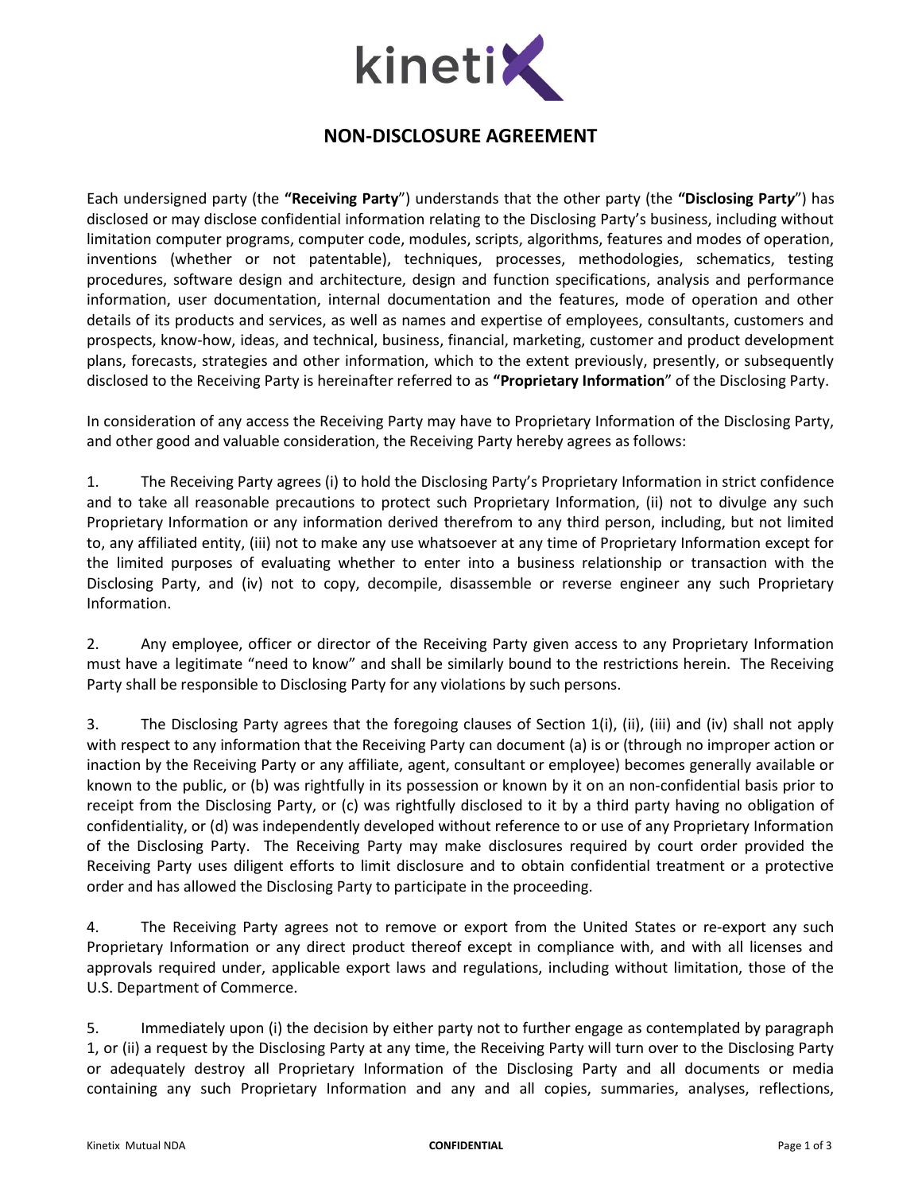# NON-DISCLOSURE AGREEMENT

Each undersigned party (the **"Receiving Party**") understands that the other party (the **"Disclosing Party**") has disclosed or may disclose confidential information relating to the Disclosing Party's business, including without limitation computer programs, computer code, modules, scripts, algorithms, features and modes of operation, inventions (whether or not patentable), techniques, processes, methodologies, schematics, testing procedures, software design and architecture, design and function specifications, analysis and performance information, user documentation, internal documentation and the features, mode of operation and other details of its products and services, as well as names and expertise of employees, consultants, customers and prospects, know-how, ideas, and technical, business, financial, marketing, customer and product development plans, forecasts, strategies and other information, which to the extent previously, presently, or subsequently disclosed to the Receiving Party is hereinafter referred to as **"Proprietary Information**" of the Disclosing Party.

In consideration of any access the Receiving Party may have to Proprietary Information of the Disclosing Party, and other good and valuable consideration, the Receiving Party hereby agrees as follows:

1. The Receiving Party agrees (i) to hold the Disclosing Party's Proprietary Information in strict confidence and to take all reasonable precautions to protect such Proprietary Information, (ii) not to divulge any such Proprietary Information or any information derived therefrom to any third person, including, but not limited to, any affiliated entity, (iii) not to make any use whatsoever at any time of Proprietary Information except for the limited purposes of evaluating whether to enter into a business relationship or transaction with the Disclosing Party, and (iv) not to copy, decompile, disassemble or reverse engineer any such Proprietary Information.

2. Any employee, officer or director of the Receiving Party given access to any Proprietary Information must have a legitimate "need to know" and shall be similarly bound to the restrictions herein. The Receiving Party shall be responsible to Disclosing Party for any violations by such persons.

3. The Disclosing Party agrees that the foregoing clauses of Section 1(i), (ii), (iii) and (iv) shall not apply with respect to any information that the Receiving Party can document (a) is or (through no improper action or inaction by the Receiving Party or any affiliate, agent, consultant or employee) becomes generally available or known to the public, or (b) was rightfully in its possession or known by it on an non-confidential basis prior to receipt from the Disclosing Party, or (c) was rightfully disclosed to it by a third party having no obligation of confidentiality, or (d) was independently developed without reference to or use of any Proprietary Information of the Disclosing Party. The Receiving Party may make disclosures required by court order provided the Receiving Party uses diligent efforts to limit disclosure and to obtain confidential treatment or a protective order and has allowed the Disclosing Party to participate in the proceeding.

4. The Receiving Party agrees not to remove or export from the United States or re-export any such Proprietary Information or any direct product thereof except in compliance with, and with all licenses and approvals required under, applicable export laws and regulations, including without limitation, those of the U.S. Department of Commerce.

5. Immediately upon (i) the decision by either party not to further engage as contemplated by paragraph 1, or (ii) a request by the Disclosing Party at any time, the Receiving Party will turn over to the Disclosing Party or adequately destroy all Proprietary Information of the Disclosing Party and all documents or media containing any such Proprietary Information and any and all copies, summaries, analyses, reflections,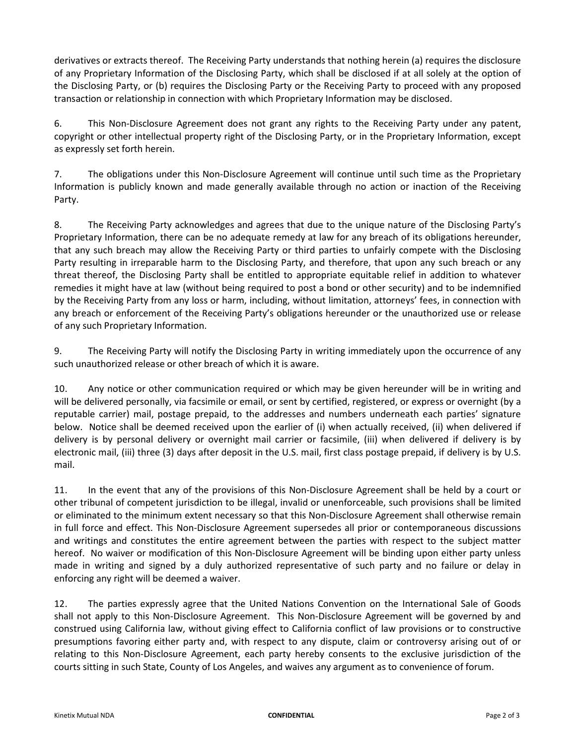derivatives or extracts thereof. The Receiving Party understands that nothing herein (a) requires the disclosure of any Proprietary Information of the Disclosing Party, which shall be disclosed if at all solely at the option of the Disclosing Party, or (b) requires the Disclosing Party or the Receiving Party to proceed with any proposed transaction or relationship in connection with which Proprietary Information may be disclosed.

6. This Non-Disclosure Agreement does not grant any rights to the Receiving Party under any patent, copyright or other intellectual property right of the Disclosing Party, or in the Proprietary Information, except as expressly set forth herein.

7. The obligations under this Non-Disclosure Agreement will continue until such time as the Proprietary Information is publicly known and made generally available through no action or inaction of the Receiving Party.

8. The Receiving Party acknowledges and agrees that due to the unique nature of the Disclosing Party's Proprietary Information, there can be no adequate remedy at law for any breach of its obligations hereunder, that any such breach may allow the Receiving Party or third parties to unfairly compete with the Disclosing Party resulting in irreparable harm to the Disclosing Party, and therefore, that upon any such breach or any threat thereof, the Disclosing Party shall be entitled to appropriate equitable relief in addition to whatever remedies it might have at law (without being required to post a bond or other security) and to be indemnified by the Receiving Party from any loss or harm, including, without limitation, attorneys' fees, in connection with any breach or enforcement of the Receiving Party's obligations hereunder or the unauthorized use or release of any such Proprietary Information.

9. The Receiving Party will notify the Disclosing Party in writing immediately upon the occurrence of any such unauthorized release or other breach of which it is aware.

10. Any notice or other communication required or which may be given hereunder will be in writing and will be delivered personally, via facsimile or email, or sent by certified, registered, or express or overnight (by a reputable carrier) mail, postage prepaid, to the addresses and numbers underneath each parties' signature below. Notice shall be deemed received upon the earlier of (i) when actually received, (ii) when delivered if delivery is by personal delivery or overnight mail carrier or facsimile, (iii) when delivered if delivery is by electronic mail, (iii) three (3) days after deposit in the U.S. mail, first class postage prepaid, if delivery is by U.S. mail.

11. In the event that any of the provisions of this Non-Disclosure Agreement shall be held by a court or other tribunal of competent jurisdiction to be illegal, invalid or unenforceable, such provisions shall be limited or eliminated to the minimum extent necessary so that this Non-Disclosure Agreement shall otherwise remain in full force and effect. This Non-Disclosure Agreement supersedes all prior or contemporaneous discussions and writings and constitutes the entire agreement between the parties with respect to the subject matter hereof. No waiver or modification of this Non-Disclosure Agreement will be binding upon either party unless made in writing and signed by a duly authorized representative of such party and no failure or delay in enforcing any right will be deemed a waiver.

12. The parties expressly agree that the United Nations Convention on the International Sale of Goods shall not apply to this Non-Disclosure Agreement. This Non-Disclosure Agreement will be governed by and construed using California law, without giving effect to California conflict of law provisions or to constructive presumptions favoring either party and, with respect to any dispute, claim or controversy arising out of or relating to this Non-Disclosure Agreement, each party hereby consents to the exclusive jurisdiction of the courts sitting in such State, County of Los Angeles, and waives any argument as to convenience of forum.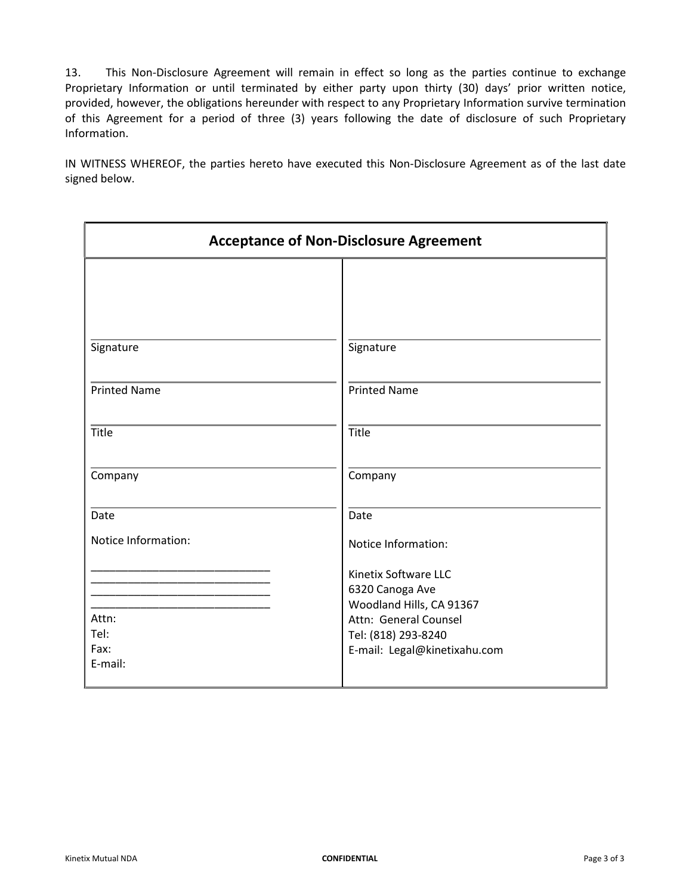13. This Non-Disclosure Agreement will remain in effect so long as the parties continue to exchange Proprietary Information or until terminated by either party upon thirty (30) days' prior written notice, provided, however, the obligations hereunder with respect to any Proprietary Information survive termination of this Agreement for a period of three (3) years following the date of disclosure of such Proprietary Information.

IN WITNESS WHEREOF, the parties hereto have executed this Non-Disclosure Agreement as of the last date signed below.

| Acceptance of Non-Disclosure Agreement | |
|---|---|
| Signature | Signature |
| Printed Name | Printed Name |
| Title | Title |
| Company | Company |
| Date | Date |
| Notice Information:<br><br>____________________________<br>____________________________<br>____________________________<br>____________________________<br>Attn:<br>Tel:<br>Fax:<br>E-mail: | Notice Information:<br><br>Kinetix Software LLC<br>6320 Canoga Ave<br>Woodland Hills, CA 91367<br>Attn: General Counsel<br>Tel: (818) 293-8240<br>E-mail: Legal@kinetixahu.com |

Kinetix Mutual NDA **CONFIDENTIAL**